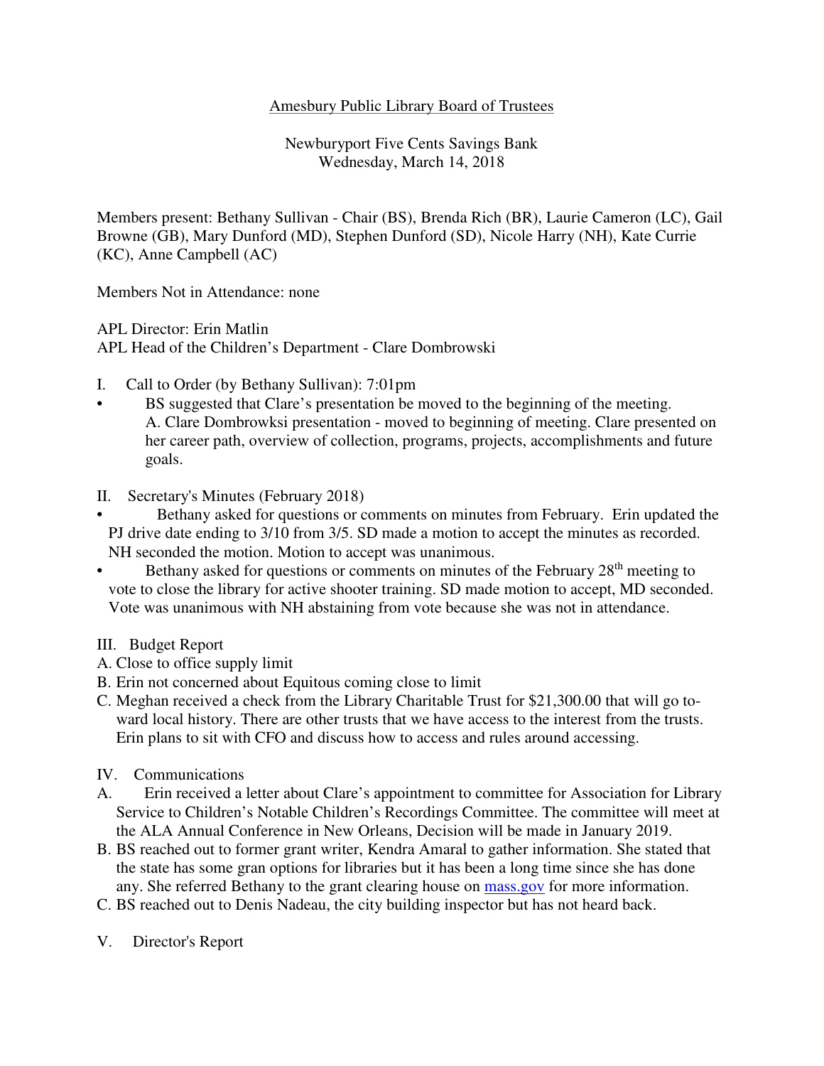Amesbury Public Library Board of Trustees

Newburyport Five Cents Savings Bank
Wednesday, March 14, 2018

Members present: Bethany Sullivan - Chair (BS), Brenda Rich (BR), Laurie Cameron (LC), Gail Browne (GB), Mary Dunford (MD), Stephen Dunford (SD), Nicole Harry (NH), Kate Currie (KC), Anne Campbell (AC)

Members Not in Attendance: none

APL Director: Erin Matlin
APL Head of the Children's Department - Clare Dombrowski

I. Call to Order (by Bethany Sullivan): 7:01pm

- BS suggested that Clare's presentation be moved to the beginning of the meeting.
  A. Clare Dombrowksi presentation - moved to beginning of meeting. Clare presented on her career path, overview of collection, programs, projects, accomplishments and future goals.

II. Secretary's Minutes (February 2018)

- Bethany asked for questions or comments on minutes from February. Erin updated the PJ drive date ending to 3/10 from 3/5. SD made a motion to accept the minutes as recorded. NH seconded the motion. Motion to accept was unanimous.
- Bethany asked for questions or comments on minutes of the February 28th meeting to vote to close the library for active shooter training. SD made motion to accept, MD seconded. Vote was unanimous with NH abstaining from vote because she was not in attendance.

III. Budget Report

A. Close to office supply limit
B. Erin not concerned about Equitous coming close to limit
C. Meghan received a check from the Library Charitable Trust for $21,300.00 that will go toward local history. There are other trusts that we have access to the interest from the trusts. Erin plans to sit with CFO and discuss how to access and rules around accessing.

IV. Communications

A. Erin received a letter about Clare's appointment to committee for Association for Library Service to Children's Notable Children's Recordings Committee. The committee will meet at the ALA Annual Conference in New Orleans, Decision will be made in January 2019.
B. BS reached out to former grant writer, Kendra Amaral to gather information. She stated that the state has some gran options for libraries but it has been a long time since she has done any. She referred Bethany to the grant clearing house on [mass.gov](mass.gov) for more information.
C. BS reached out to Denis Nadeau, the city building inspector but has not heard back.

V. Director's Report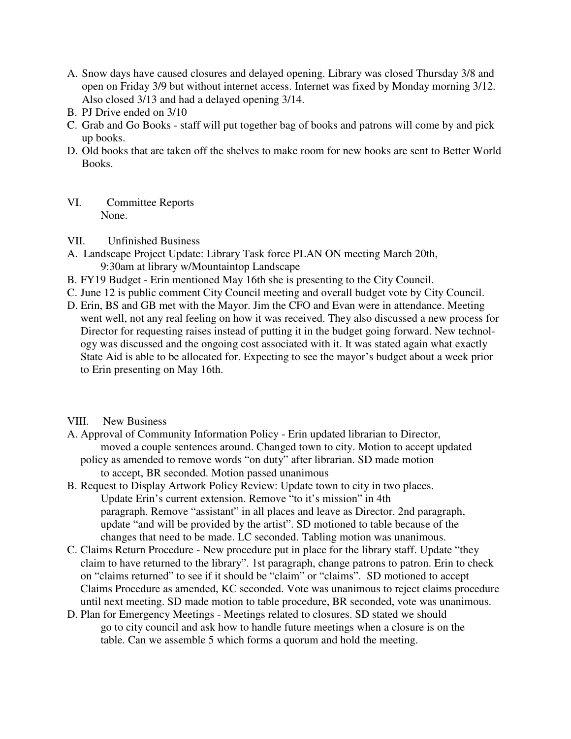A. Snow days have caused closures and delayed opening. Library was closed Thursday 3/8 and open on Friday 3/9 but without internet access. Internet was fixed by Monday morning 3/12. Also closed 3/13 and had a delayed opening 3/14.
B. PJ Drive ended on 3/10
C. Grab and Go Books - staff will put together bag of books and patrons will come by and pick up books.
D. Old books that are taken off the shelves to make room for new books are sent to Better World Books.

VI. Committee Reports

None.

VII. Unfinished Business

A. Landscape Project Update: Library Task force PLAN ON meeting March 20th, 9:30am at library w/Mountaintop Landscape
B. FY19 Budget - Erin mentioned May 16th she is presenting to the City Council.
C. June 12 is public comment City Council meeting and overall budget vote by City Council.
D. Erin, BS and GB met with the Mayor. Jim the CFO and Evan were in attendance. Meeting went well, not any real feeling on how it was received. They also discussed a new process for Director for requesting raises instead of putting it in the budget going forward. New technology was discussed and the ongoing cost associated with it. It was stated again what exactly State Aid is able to be allocated for. Expecting to see the mayor's budget about a week prior to Erin presenting on May 16th.

VIII. New Business

A. Approval of Community Information Policy - Erin updated librarian to Director, moved a couple sentences around. Changed town to city. Motion to accept updated policy as amended to remove words "on duty" after librarian. SD made motion to accept, BR seconded. Motion passed unanimous
B. Request to Display Artwork Policy Review: Update town to city in two places. Update Erin's current extension. Remove "to it's mission" in 4th paragraph. Remove "assistant" in all places and leave as Director. 2nd paragraph, update "and will be provided by the artist". SD motioned to table because of the changes that need to be made. LC seconded. Tabling motion was unanimous.
C. Claims Return Procedure - New procedure put in place for the library staff. Update "they claim to have returned to the library". 1st paragraph, change patrons to patron. Erin to check on "claims returned" to see if it should be "claim" or "claims". SD motioned to accept Claims Procedure as amended, KC seconded. Vote was unanimous to reject claims procedure until next meeting. SD made motion to table procedure, BR seconded, vote was unanimous.
D. Plan for Emergency Meetings - Meetings related to closures. SD stated we should go to city council and ask how to handle future meetings when a closure is on the table. Can we assemble 5 which forms a quorum and hold the meeting.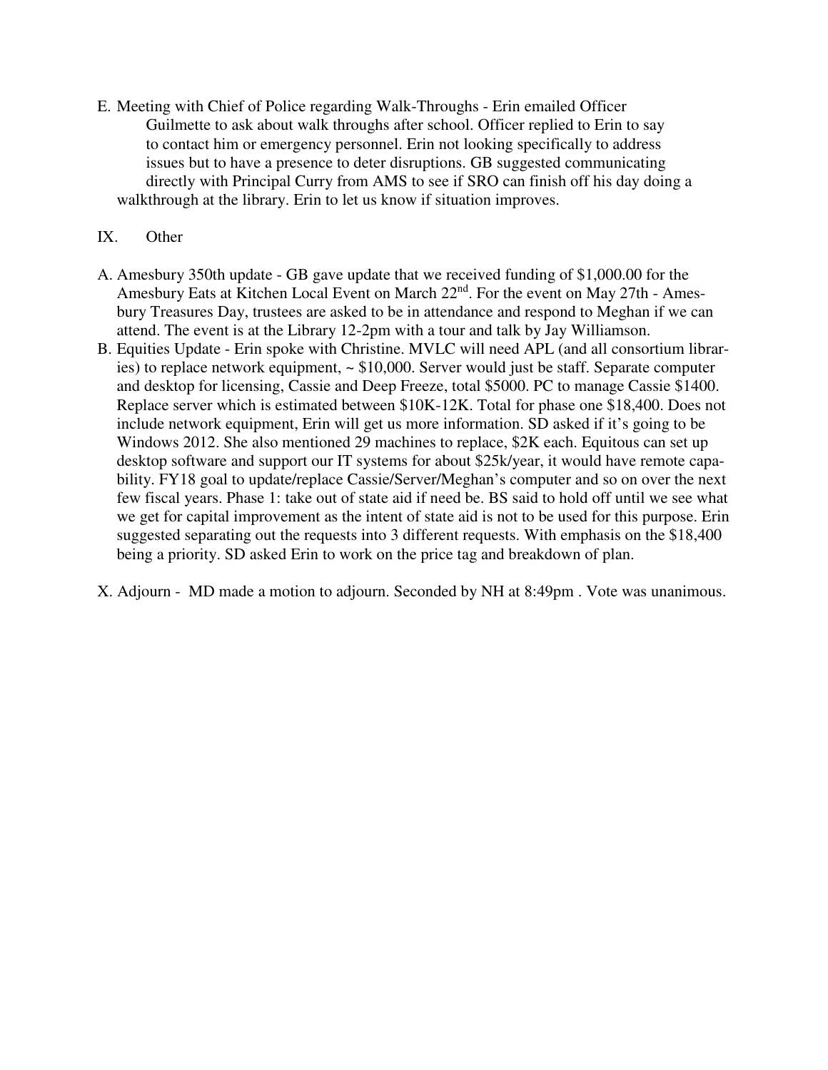E. Meeting with Chief of Police regarding Walk-Throughs - Erin emailed Officer Guilmette to ask about walk throughs after school. Officer replied to Erin to say to contact him or emergency personnel. Erin not looking specifically to address issues but to have a presence to deter disruptions. GB suggested communicating directly with Principal Curry from AMS to see if SRO can finish off his day doing a walkthrough at the library. Erin to let us know if situation improves.

IX. Other

A. Amesbury 350th update - GB gave update that we received funding of $1,000.00 for the Amesbury Eats at Kitchen Local Event on March 22nd. For the event on May 27th - Amesbury Treasures Day, trustees are asked to be in attendance and respond to Meghan if we can attend. The event is at the Library 12-2pm with a tour and talk by Jay Williamson.

B. Equities Update - Erin spoke with Christine. MVLC will need APL (and all consortium libraries) to replace network equipment, ~ $10,000. Server would just be staff. Separate computer and desktop for licensing, Cassie and Deep Freeze, total $5000. PC to manage Cassie $1400. Replace server which is estimated between $10K-12K. Total for phase one $18,400. Does not include network equipment, Erin will get us more information. SD asked if it's going to be Windows 2012. She also mentioned 29 machines to replace, $2K each. Equitous can set up desktop software and support our IT systems for about $25k/year, it would have remote capability. FY18 goal to update/replace Cassie/Server/Meghan's computer and so on over the next few fiscal years. Phase 1: take out of state aid if need be. BS said to hold off until we see what we get for capital improvement as the intent of state aid is not to be used for this purpose. Erin suggested separating out the requests into 3 different requests. With emphasis on the $18,400 being a priority. SD asked Erin to work on the price tag and breakdown of plan.

X. Adjourn - MD made a motion to adjourn. Seconded by NH at 8:49pm . Vote was unanimous.